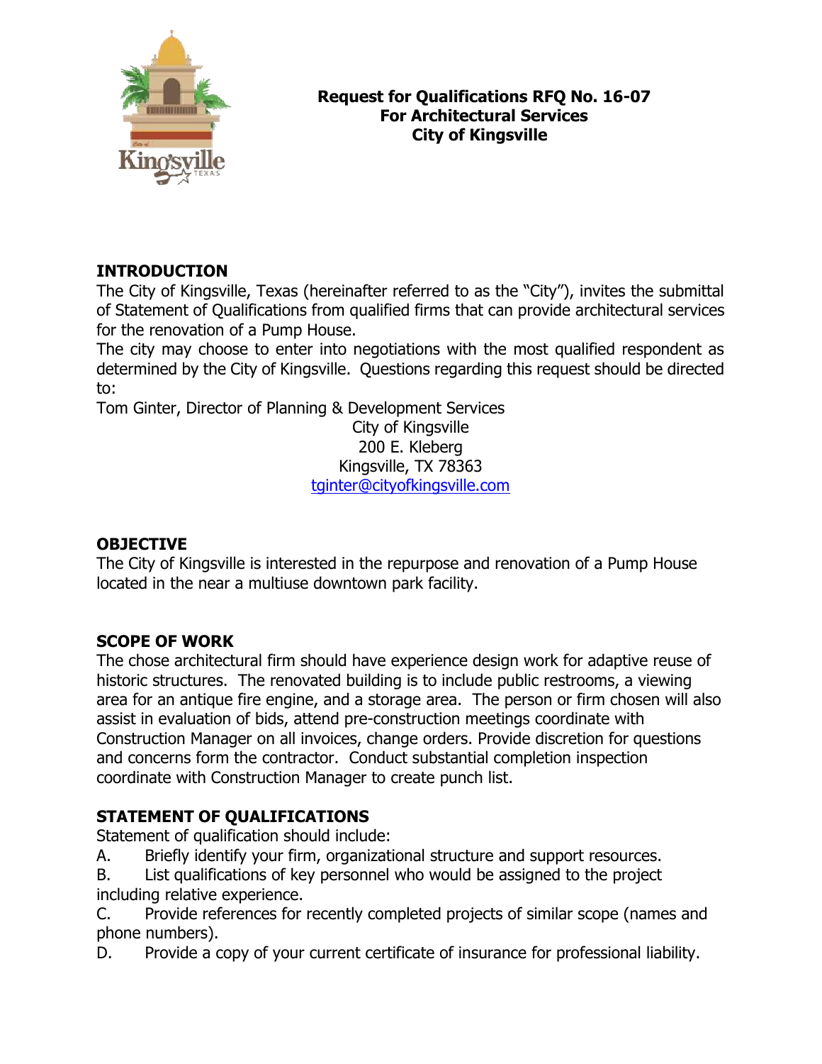# Request for Qualifications RFQ No. 16-07
# For Architectural Services
# City of Kingsville

## INTRODUCTION

The City of Kingsville, Texas (hereinafter referred to as the "City"), invites the submittal of Statement of Qualifications from qualified firms that can provide architectural services for the renovation of a Pump House.

The city may choose to enter into negotiations with the most qualified respondent as determined by the City of Kingsville. Questions regarding this request should be directed to:

Tom Ginter, Director of Planning & Development Services
City of Kingsville
200 E. Kleberg
Kingsville, TX 78363
tginter@cityofkingsville.com

## OBJECTIVE

The City of Kingsville is interested in the repurpose and renovation of a Pump House located in the near a multiuse downtown park facility.

## SCOPE OF WORK

The chose architectural firm should have experience design work for adaptive reuse of historic structures. The renovated building is to include public restrooms, a viewing area for an antique fire engine, and a storage area. The person or firm chosen will also assist in evaluation of bids, attend pre-construction meetings coordinate with Construction Manager on all invoices, change orders. Provide discretion for questions and concerns form the contractor. Conduct substantial completion inspection coordinate with Construction Manager to create punch list.

## STATEMENT OF QUALIFICATIONS

Statement of qualification should include:

A. Briefly identify your firm, organizational structure and support resources.

B. List qualifications of key personnel who would be assigned to the project including relative experience.

C. Provide references for recently completed projects of similar scope (names and phone numbers).

D. Provide a copy of your current certificate of insurance for professional liability.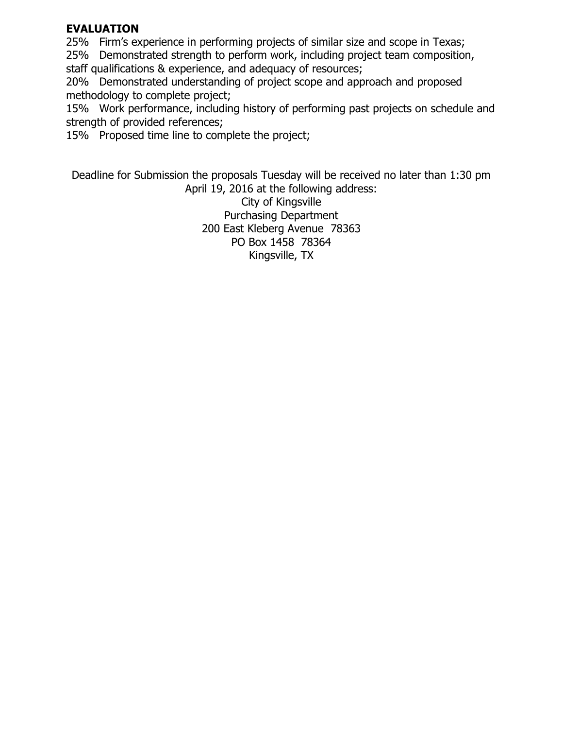**EVALUATION**

25% Firm's experience in performing projects of similar size and scope in Texas;
25% Demonstrated strength to perform work, including project team composition, staff qualifications & experience, and adequacy of resources;
20% Demonstrated understanding of project scope and approach and proposed methodology to complete project;
15% Work performance, including history of performing past projects on schedule and strength of provided references;
15% Proposed time line to complete the project;

Deadline for Submission the proposals Tuesday will be received no later than 1:30 pm
April 19, 2016 at the following address:
City of Kingsville
Purchasing Department
200 East Kleberg Avenue 78363
PO Box 1458 78364
Kingsville, TX